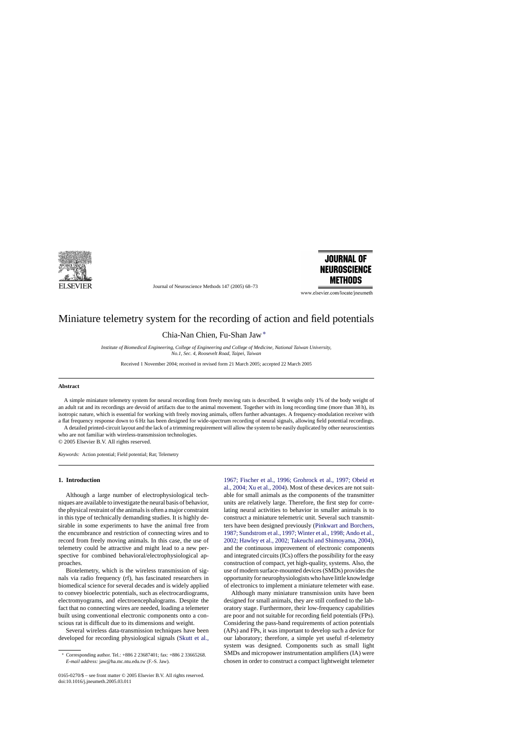# Miniature telemetry system for the recording of action and field potentials

Chia-Nan Chien, Fu-Shan Jaw*

*Institute of Biomedical Engineering, College of Engineering and College of Medicine, National Taiwan University, No.1, Sec. 4, Roosevelt Road, Taipei, Taiwan*

Received 1 November 2004; received in revised form 21 March 2005; accepted 22 March 2005

## Abstract

A simple miniature telemetry system for neural recording from freely moving rats is described. It weighs only 1% of the body weight of an adult rat and its recordings are devoid of artifacts due to the animal movement. Together with its long recording time (more than 38 h), its isotropic nature, which is essential for working with freely moving animals, offers further advantages. A frequency-modulation receiver with a flat frequency response down to 6 Hz has been designed for wide-spectrum recording of neural signals, allowing field potential recordings.

A detailed printed-circuit layout and the lack of a trimming requirement will allow the system to be easily duplicated by other neuroscientists who are not familiar with wireless-transmission technologies.

© 2005 Elsevier B.V. All rights reserved.

*Keywords:* Action potential; Field potential; Rat; Telemetry

## 1. Introduction

Although a large number of electrophysiological techniques are available to investigate the neural basis of behavior, the physical restraint of the animals is often a major constraint in this type of technically demanding studies. It is highly desirable in some experiments to have the animal free from the encumbrance and restriction of connecting wires and to record from freely moving animals. In this case, the use of telemetry could be attractive and might lead to a new perspective for combined behavioral/electrophysiological approaches.

Biotelemetry, which is the wireless transmission of signals via radio frequency (rf), has fascinated researchers in biomedical science for several decades and is widely applied to convey bioelectric potentials, such as electrocardiograms, electromyograms, and electroencephalograms. Despite the fact that no connecting wires are needed, loading a telemeter built using conventional electronic components onto a conscious rat is difficult due to its dimensions and weight.

Several wireless data-transmission techniques have been developed for recording physiological signals (Skutt et al., 1967; Fischer et al., 1996; Grohrock et al., 1997; Obeid et al., 2004; Xu et al., 2004). Most of these devices are not suitable for small animals as the components of the transmitter units are relatively large. Therefore, the first step for correlating neural activities to behavior in smaller animals is to construct a miniature telemetric unit. Several such transmitters have been designed previously (Pinkwart and Borchers, 1987; Sundstrom et al., 1997; Winter et al., 1998; Ando et al., 2002; Hawley et al., 2002; Takeuchi and Shimoyama, 2004), and the continuous improvement of electronic components and integrated circuits (ICs) offers the possibility for the easy construction of compact, yet high-quality, systems. Also, the use of modern surface-mounted devices (SMDs) provides the opportunity for neurophysiologists who have little knowledge of electronics to implement a miniature telemeter with ease.

Although many miniature transmission units have been designed for small animals, they are still confined to the laboratory stage. Furthermore, their low-frequency capabilities are poor and not suitable for recording field potentials (FPs). Considering the pass-band requirements of action potentials (APs) and FPs, it was important to develop such a device for our laboratory; therefore, a simple yet useful rf-telemetry system was designed. Components such as small light SMDs and micropower instrumentation amplifiers (IA) were chosen in order to construct a compact lightweight telemeter

\* Corresponding author. Tel.: +886 2 23687401; fax: +886 2 33665268. *E-mail address:* jaw@ha.mc.ntu.edu.tw (F.-S. Jaw).

0165-0270/$ – see front matter © 2005 Elsevier B.V. All rights reserved.
doi:10.1016/j.jneumeth.2005.03.011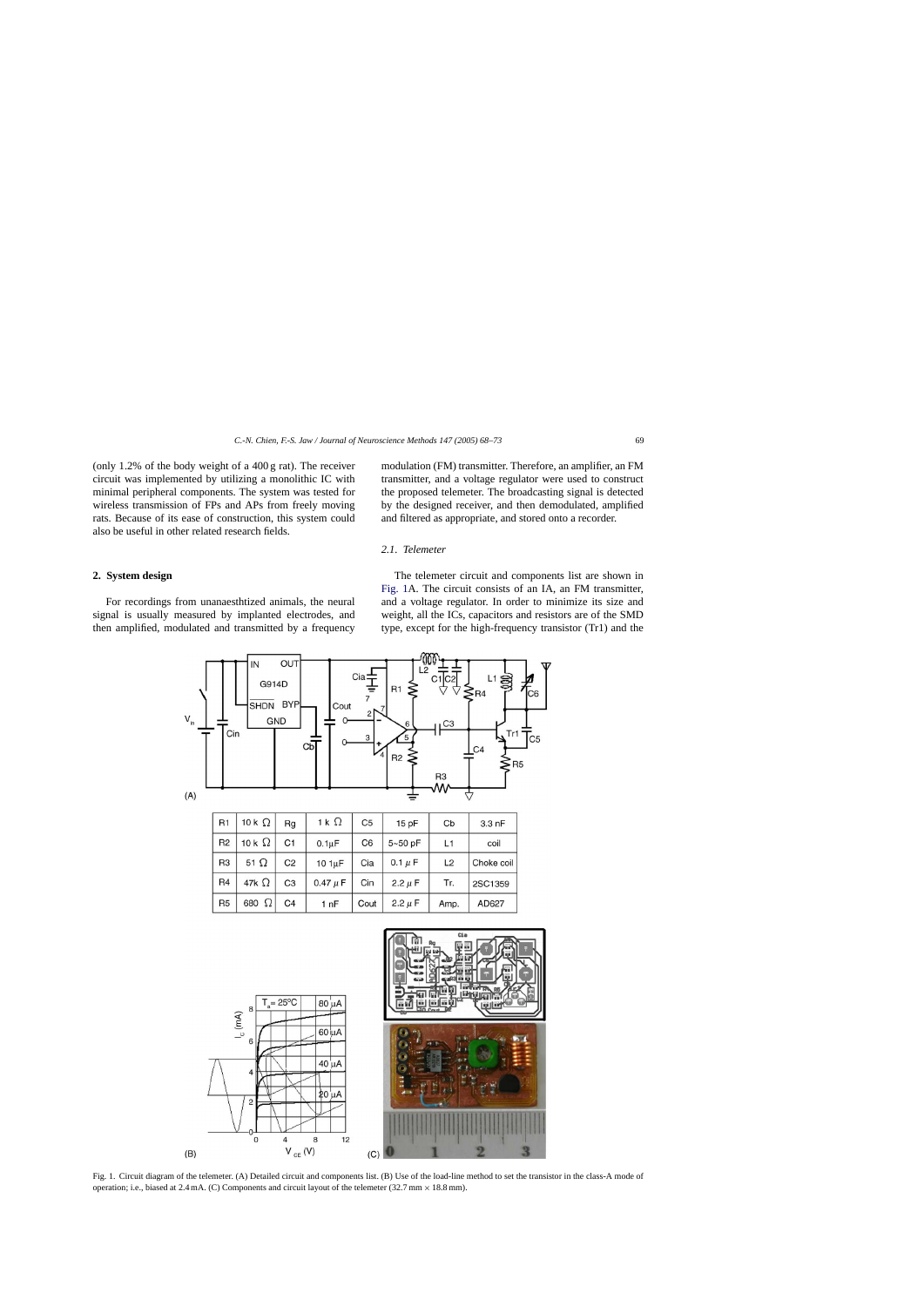(only 1.2% of the body weight of a 400 g rat). The receiver circuit was implemented by utilizing a monolithic IC with minimal peripheral components. The system was tested for wireless transmission of FPs and APs from freely moving rats. Because of its ease of construction, this system could also be useful in other related research fields.

## 2. System design

For recordings from unanaesthtized animals, the neural signal is usually measured by implanted electrodes, and then amplified, modulated and transmitted by a frequency modulation (FM) transmitter. Therefore, an amplifier, an FM transmitter, and a voltage regulator were used to construct the proposed telemeter. The broadcasting signal is detected by the designed receiver, and then demodulated, amplified and filtered as appropriate, and stored onto a recorder.

### 2.1. Telemeter

The telemeter circuit and components list are shown in Fig. 1A. The circuit consists of an IA, an FM transmitter, and a voltage regulator. In order to minimize its size and weight, all the ICs, capacitors and resistors are of the SMD type, except for the high-frequency transistor (Tr1) and the

| R1 | 10 k Ω | Rg | 1 k Ω | C5 | 15 pF | Cb | 3.3 nF |
|---|---|---|---|---|---|---|---|
| R2 | 10 k Ω | C1 | 0.1μF | C6 | 5~50 pF | L1 | coil |
| R3 | 51 Ω | C2 | 10 1μF | Cia | 0.1 μ F | L2 | Choke coil |
| R4 | 47k Ω | C3 | 0.47 μ F | Cin | 2.2 μ F | Tr. | 2SC1359 |
| R5 | 680 Ω | C4 | 1 nF | Cout | 2.2 μ F | Amp. | AD627 |

Fig. 1. Circuit diagram of the telemeter. (A) Detailed circuit and components list. (B) Use of the load-line method to set the transistor in the class-A mode of operation; i.e., biased at 2.4 mA. (C) Components and circuit layout of the telemeter (32.7 mm × 18.8 mm).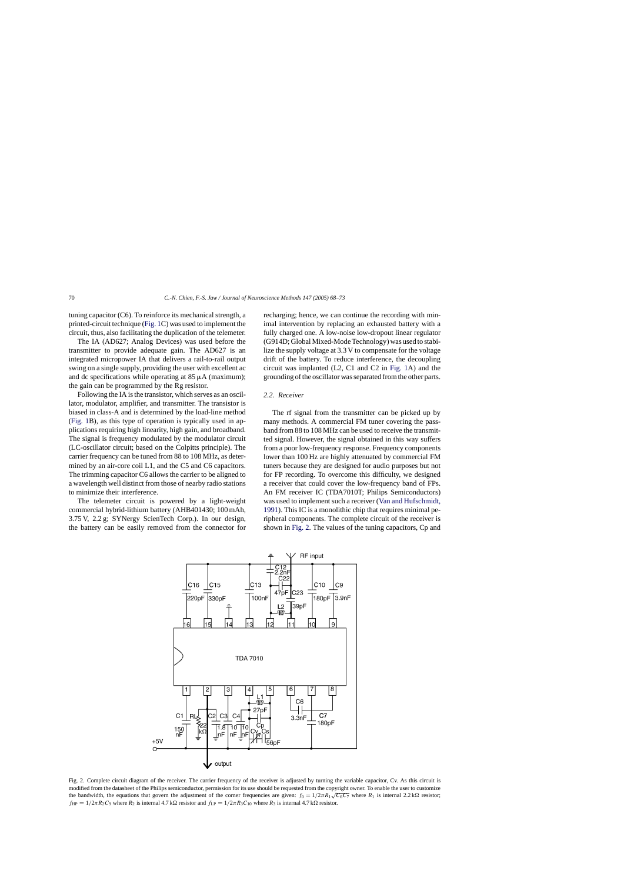tuning capacitor (C6). To reinforce its mechanical strength, a printed-circuit technique (Fig. 1C) was used to implement the circuit, thus, also facilitating the duplication of the telemeter.

The IA (AD627; Analog Devices) was used before the transmitter to provide adequate gain. The AD627 is an integrated micropower IA that delivers a rail-to-rail output swing on a single supply, providing the user with excellent ac and dc specifications while operating at 85 μA (maximum); the gain can be programmed by the Rg resistor.

Following the IA is the transistor, which serves as an oscillator, modulator, amplifier, and transmitter. The transistor is biased in class-A and is determined by the load-line method (Fig. 1B), as this type of operation is typically used in applications requiring high linearity, high gain, and broadband. The signal is frequency modulated by the modulator circuit (LC-oscillator circuit; based on the Colpitts principle). The carrier frequency can be tuned from 88 to 108 MHz, as determined by an air-core coil L1, and the C5 and C6 capacitors. The trimming capacitor C6 allows the carrier to be aligned to a wavelength well distinct from those of nearby radio stations to minimize their interference.

The telemeter circuit is powered by a light-weight commercial hybrid-lithium battery (AHB401430; 100 mAh, 3.75 V, 2.2 g; SYNergy ScienTech Corp.). In our design, the battery can be easily removed from the connector for recharging; hence, we can continue the recording with minimal intervention by replacing an exhausted battery with a fully charged one. A low-noise low-dropout linear regulator (G914D; Global Mixed-Mode Technology) was used to stabilize the supply voltage at 3.3 V to compensate for the voltage drift of the battery. To reduce interference, the decoupling circuit was implanted (L2, C1 and C2 in Fig. 1A) and the grounding of the oscillator was separated from the other parts.

### 2.2. Receiver

The rf signal from the transmitter can be picked up by many methods. A commercial FM tuner covering the passband from 88 to 108 MHz can be used to receive the transmitted signal. However, the signal obtained in this way suffers from a poor low-frequency response. Frequency components lower than 100 Hz are highly attenuated by commercial FM tuners because they are designed for audio purposes but not for FP recording. To overcome this difficulty, we designed a receiver that could cover the low-frequency band of FPs. An FM receiver IC (TDA7010T; Philips Semiconductors) was used to implement such a receiver (Van and Hufschmidt, 1991). This IC is a monolithic chip that requires minimal peripheral components. The complete circuit of the receiver is shown in Fig. 2. The values of the tuning capacitors, Cp and

Fig. 2. Complete circuit diagram of the receiver. The carrier frequency of the receiver is adjusted by turning the variable capacitor, Cv. As this circuit is modified from the datasheet of the Philips semiconductor, permission for its use should be requested from the copyright owner. To enable the user to customize the bandwidth, the equations that govern the adjustment of the corner frequencies are given: $f_0 = 1/2\pi R_1\sqrt{C_6 C_7}$ where $R_1$ is internal 2.2 kΩ resistor; $f_{HP} = 1/2\pi R_2 C_9$ where $R_2$ is internal 4.7 kΩ resistor and $f_{LP} = 1/2\pi R_3 C_{10}$ where $R_3$ is internal 4.7 kΩ resistor.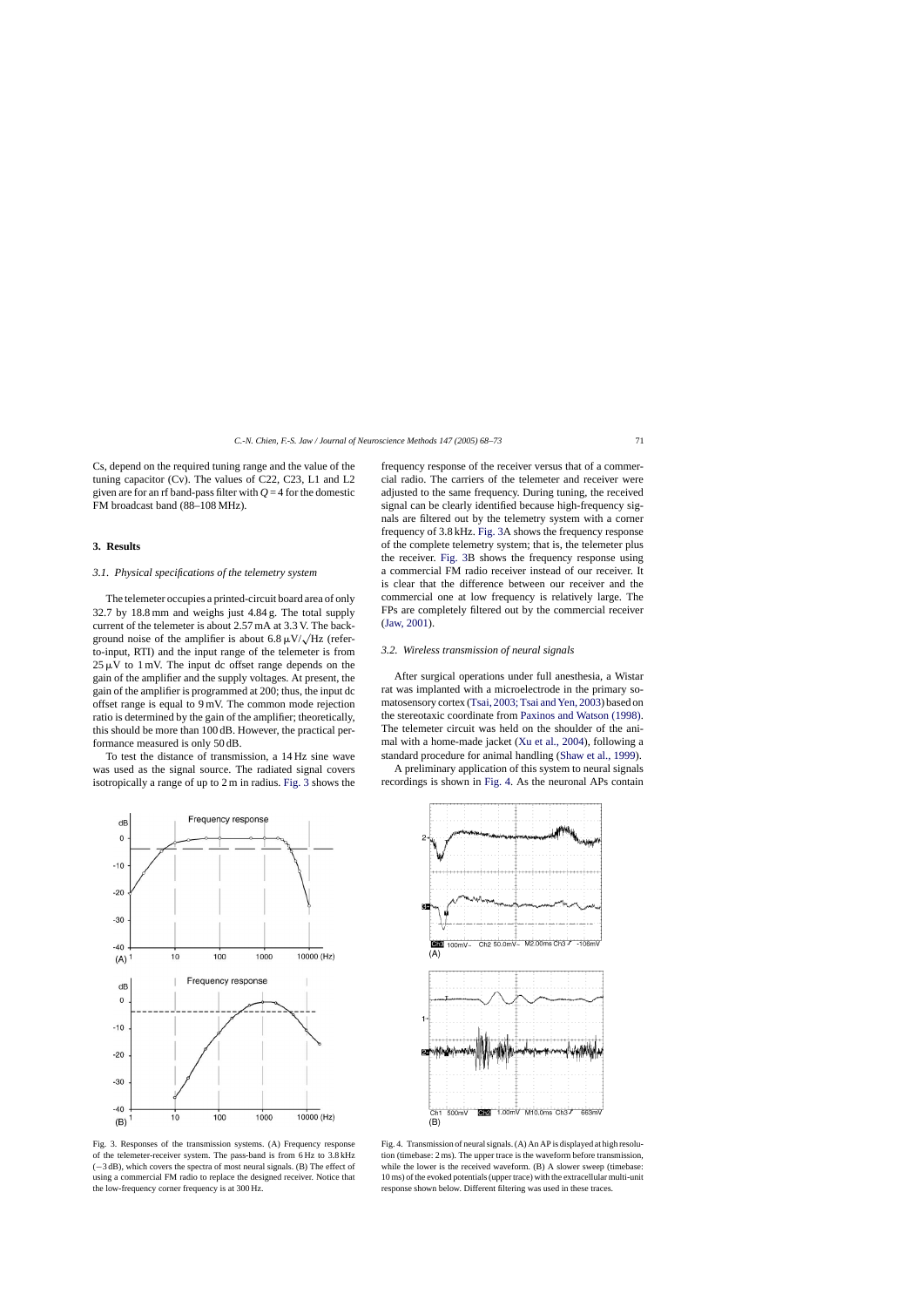Cs, depend on the required tuning range and the value of the tuning capacitor (Cv). The values of C22, C23, L1 and L2 given are for an rf band-pass filter with $Q = 4$ for the domestic FM broadcast band (88–108 MHz).

## 3. Results

### 3.1. Physical specifications of the telemetry system

The telemeter occupies a printed-circuit board area of only 32.7 by 18.8 mm and weighs just 4.84 g. The total supply current of the telemeter is about 2.57 mA at 3.3 V. The background noise of the amplifier is about 6.8 $\mu V/\sqrt{Hz}$ (refer-to-input, RTI) and the input range of the telemeter is from 25 $\mu V$ to 1 mV. The input dc offset range depends on the gain of the amplifier and the supply voltages. At present, the gain of the amplifier is programmed at 200; thus, the input dc offset range is equal to 9 mV. The common mode rejection ratio is determined by the gain of the amplifier; theoretically, this should be more than 100 dB. However, the practical performance measured is only 50 dB.

To test the distance of transmission, a 14 Hz sine wave was used as the signal source. The radiated signal covers isotropically a range of up to 2 m in radius. Fig. 3 shows the frequency response of the receiver versus that of a commercial radio. The carriers of the telemeter and receiver were adjusted to the same frequency. During tuning, the received signal can be clearly identified because high-frequency signals are filtered out by the telemetry system with a corner frequency of 3.8 kHz. Fig. 3A shows the frequency response of the complete telemetry system; that is, the telemeter plus the receiver. Fig. 3B shows the frequency response using a commercial FM radio receiver instead of our receiver. It is clear that the difference between our receiver and the commercial one at low frequency is relatively large. The FPs are completely filtered out by the commercial receiver (Jaw, 2001).

### 3.2. Wireless transmission of neural signals

After surgical operations under full anesthesia, a Wistar rat was implanted with a microelectrode in the primary somatosensory cortex (Tsai, 2003; Tsai and Yen, 2003) based on the stereotaxic coordinate from Paxinos and Watson (1998). The telemeter circuit was held on the shoulder of the animal with a home-made jacket (Xu et al., 2004), following a standard procedure for animal handling (Shaw et al., 1999).

A preliminary application of this system to neural signals recordings is shown in Fig. 4. As the neuronal APs contain

Fig. 3. Responses of the transmission systems. (A) Frequency response of the telemeter-receiver system. The pass-band is from 6 Hz to 3.8 kHz (−3 dB), which covers the spectra of most neural signals. (B) The effect of using a commercial FM radio to replace the designed receiver. Notice that the low-frequency corner frequency is at 300 Hz.

Fig. 4. Transmission of neural signals. (A) An AP is displayed at high resolution (timebase: 2 ms). The upper trace is the waveform before transmission, while the lower is the received waveform. (B) A slower sweep (timebase: 10 ms) of the evoked potentials (upper trace) with the extracellular multi-unit response shown below. Different filtering was used in these traces.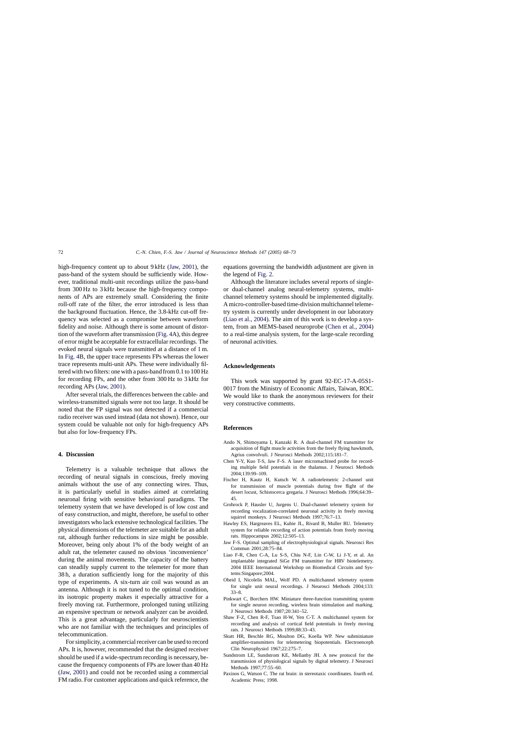high-frequency content up to about 9 kHz (Jaw, 2001), the pass-band of the system should be sufficiently wide. However, traditional multi-unit recordings utilize the pass-band from 300 Hz to 3 kHz because the high-frequency components of APs are extremely small. Considering the finite roll-off rate of the filter, the error introduced is less than the background fluctuation. Hence, the 3.8-kHz cut-off frequency was selected as a compromise between waveform fidelity and noise. Although there is some amount of distortion of the waveform after transmission (Fig. 4A), this degree of error might be acceptable for extracellular recordings. The evoked neural signals were transmitted at a distance of 1 m. In Fig. 4B, the upper trace represents FPs whereas the lower trace represents multi-unit APs. These were individually filtered with two filters: one with a pass-band from 0.1 to 100 Hz for recording FPs, and the other from 300 Hz to 3 kHz for recording APs (Jaw, 2001).

After several trials, the differences between the cable- and wireless-transmitted signals were not too large. It should be noted that the FP signal was not detected if a commercial radio receiver was used instead (data not shown). Hence, our system could be valuable not only for high-frequency APs but also for low-frequency FPs.

## 4. Discussion

Telemetry is a valuable technique that allows the recording of neural signals in conscious, freely moving animals without the use of any connecting wires. Thus, it is particularly useful in studies aimed at correlating neuronal firing with sensitive behavioral paradigms. The telemetry system that we have developed is of low cost and of easy construction, and might, therefore, be useful to other investigators who lack extensive technological facilities. The physical dimensions of the telemeter are suitable for an adult rat, although further reductions in size might be possible. Moreover, being only about 1% of the body weight of an adult rat, the telemeter caused no obvious 'inconvenience' during the animal movements. The capacity of the battery can steadily supply current to the telemeter for more than 38 h, a duration sufficiently long for the majority of this type of experiments. A six-turn air coil was wound as an antenna. Although it is not tuned to the optimal condition, its isotropic property makes it especially attractive for a freely moving rat. Furthermore, prolonged tuning utilizing an expensive spectrum or network analyzer can be avoided. This is a great advantage, particularly for neuroscientists who are not familiar with the techniques and principles of telecommunication.

For simplicity, a commercial receiver can be used to record APs. It is, however, recommended that the designed receiver should be used if a wide-spectrum recording is necessary, because the frequency components of FPs are lower than 40 Hz (Jaw, 2001) and could not be recorded using a commercial FM radio. For customer applications and quick reference, the equations governing the bandwidth adjustment are given in the legend of Fig. 2.

Although the literature includes several reports of single- or dual-channel analog neural-telemetry systems, multichannel telemetry systems should be implemented digitally. A micro-controller-based time-division multichannel telemetry system is currently under development in our laboratory (Liao et al., 2004). The aim of this work is to develop a system, from an MEMS-based neuroprobe (Chen et al., 2004) to a real-time analysis system, for the large-scale recording of neuronal activities.

## Acknowledgements

This work was supported by grant 92-EC-17-A-05S1-0017 from the Ministry of Economic Affairs, Taiwan, ROC. We would like to thank the anonymous reviewers for their very constructive comments.

## References

Ando N, Shimoyama I, Kanzaki R. A dual-channel FM transmitter for acquisition of flight muscle activities from the freely flying hawkmoth, Agrius convolvuli. J Neurosci Methods 2002;115:181–7.

Chen Y-Y, Kuo T-S, Jaw F-S. A laser micromachined probe for recording multiple field potentials in the thalamus. J Neurosci Methods 2004;139:99–109.

Fischer H, Kautz H, Kutsch W. A radiotelemetric 2-channel unit for transmission of muscle potentials during free flight of the desert locust, Schistocerca gregaria. J Neurosci Methods 1996;64:39–45.

Grohrock P, Hausler U, Jurgens U. Dual-channel telemetry system for recording vocalization-correlated neuronal activity in freely moving squirrel monkeys. J Neurosci Methods 1997;76:7–13.

Hawley ES, Hargreaves EL, Kubie JL, Rivard B, Muller RU. Telemetry system for reliable recording of action potentials from freely moving rats. Hippocampus 2002;12:505–13.

Jaw F-S. Optimal sampling of electrophysiological signals. Neurosci Res Commun 2001;28:75–84.

Liao F-R, Chen C-A, Lu S-S, Chiu N-F, Lin C-W, Li J-Y, et al. An implantable integrated SiGe FM transmitter for HRV biotelemetry. 2004 IEEE International Workshop on Biomedical Circuits and Systems:Singapore;2004.

Obeid I, Nicolelis MAL, Wolf PD. A multichannel telemetry system for single unit neural recordings. J Neurosci Methods 2004;133: 33–8.

Pinkwart C, Borchers HW. Miniature three-function transmitting system for single neuron recording, wireless brain stimulation and marking. J Neurosci Methods 1987;20:341–52.

Shaw F-Z, Chen R-F, Tsao H-W, Yen C-T. A multichannel system for recording and analysis of cortical field potentials in freely moving rats. J Neurosci Methods 1999;88:33–43.

Skutt HR, Beschle RG, Moulton DG, Koella WP. New subminiature amplifier-transmitters for telemetering biopotentials. Electroenceph Clin Neurophysiol 1967;22:275–7.

Sundstrom LE, Sundstrom KE, Mellanby JH. A new protocol for the transmission of physiological signals by digital telemetry. J Neurosci Methods 1997;77:55–60.

Paxinos G, Watson C. The rat brain: in stereotaxic coordinates. fourth ed. Academic Press; 1998.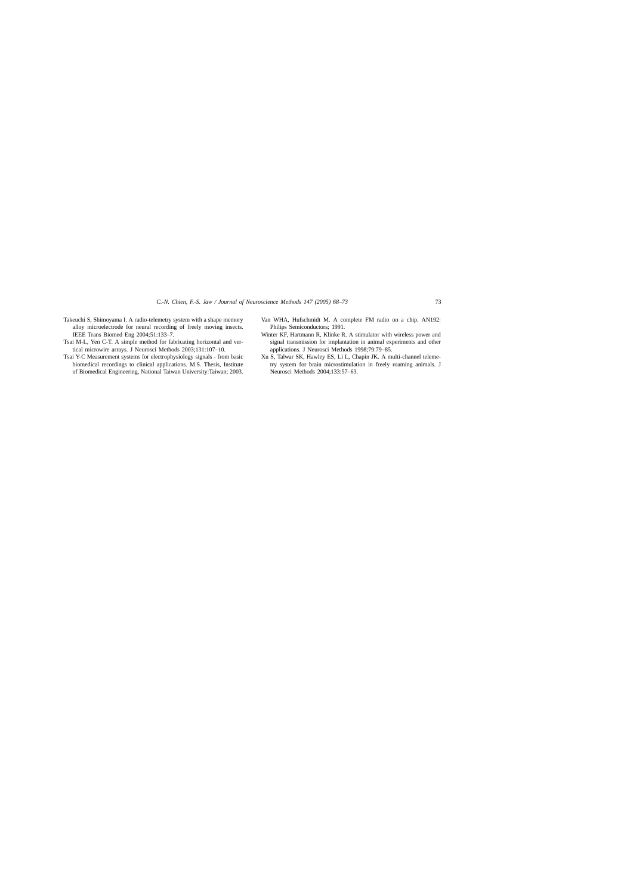Takeuchi S, Shimoyama I. A radio-telemetry system with a shape memory alloy microelectrode for neural recording of freely moving insects. IEEE Trans Biomed Eng 2004;51:133–7.

Tsai M-L, Yen C-T. A simple method for fabricating horizontal and vertical microwire arrays. J Neurosci Methods 2003;131:107–10.

Tsai Y-C Measurement systems for electrophysiology signals - from basic biomedical recordings to clinical applications. M.S. Thesis, Institute of Biomedical Engineering, National Taiwan University:Taiwan; 2003.

Van WHA, Hufschmidt M. A complete FM radio on a chip. AN192: Philips Semiconductors; 1991.

Winter KF, Hartmann R, Klinke R. A stimulator with wireless power and signal transmission for implantation in animal experiments and other applications. J Neurosci Methods 1998;79:79–85.

Xu S, Talwar SK, Hawley ES, Li L, Chapin JK. A multi-channel telemetry system for brain microstimulation in freely roaming animals. J Neurosci Methods 2004;133:57–63.